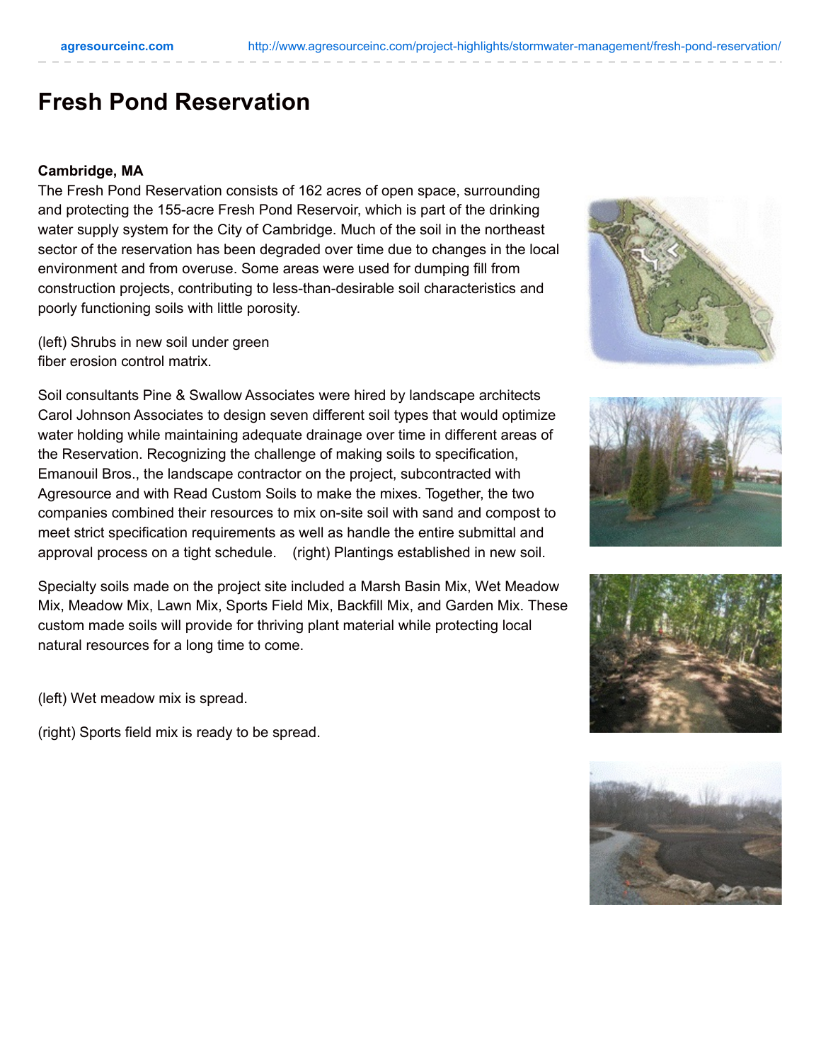# Fresh Pond Reservation

**Cambridge, MA**

The Fresh Pond Reservation consists of 162 acres of open space, surrounding and protecting the 155-acre Fresh Pond Reservoir, which is part of the drinking water supply system for the City of Cambridge. Much of the soil in the northeast sector of the reservation has been degraded over time due to changes in the local environment and from overuse. Some areas were used for dumping fill from construction projects, contributing to less-than-desirable soil characteristics and poorly functioning soils with little porosity.

(left) Shrubs in new soil under green fiber erosion control matrix.

Soil consultants Pine & Swallow Associates were hired by landscape architects Carol Johnson Associates to design seven different soil types that would optimize water holding while maintaining adequate drainage over time in different areas of the Reservation. Recognizing the challenge of making soils to specification, Emanouil Bros., the landscape contractor on the project, subcontracted with Agresource and with Read Custom Soils to make the mixes. Together, the two companies combined their resources to mix on-site soil with sand and compost to meet strict specification requirements as well as handle the entire submittal and approval process on a tight schedule. (right) Plantings established in new soil.

Specialty soils made on the project site included a Marsh Basin Mix, Wet Meadow Mix, Meadow Mix, Lawn Mix, Sports Field Mix, Backfill Mix, and Garden Mix. These custom made soils will provide for thriving plant material while protecting local natural resources for a long time to come.

(left) Wet meadow mix is spread.

(right) Sports field mix is ready to be spread.